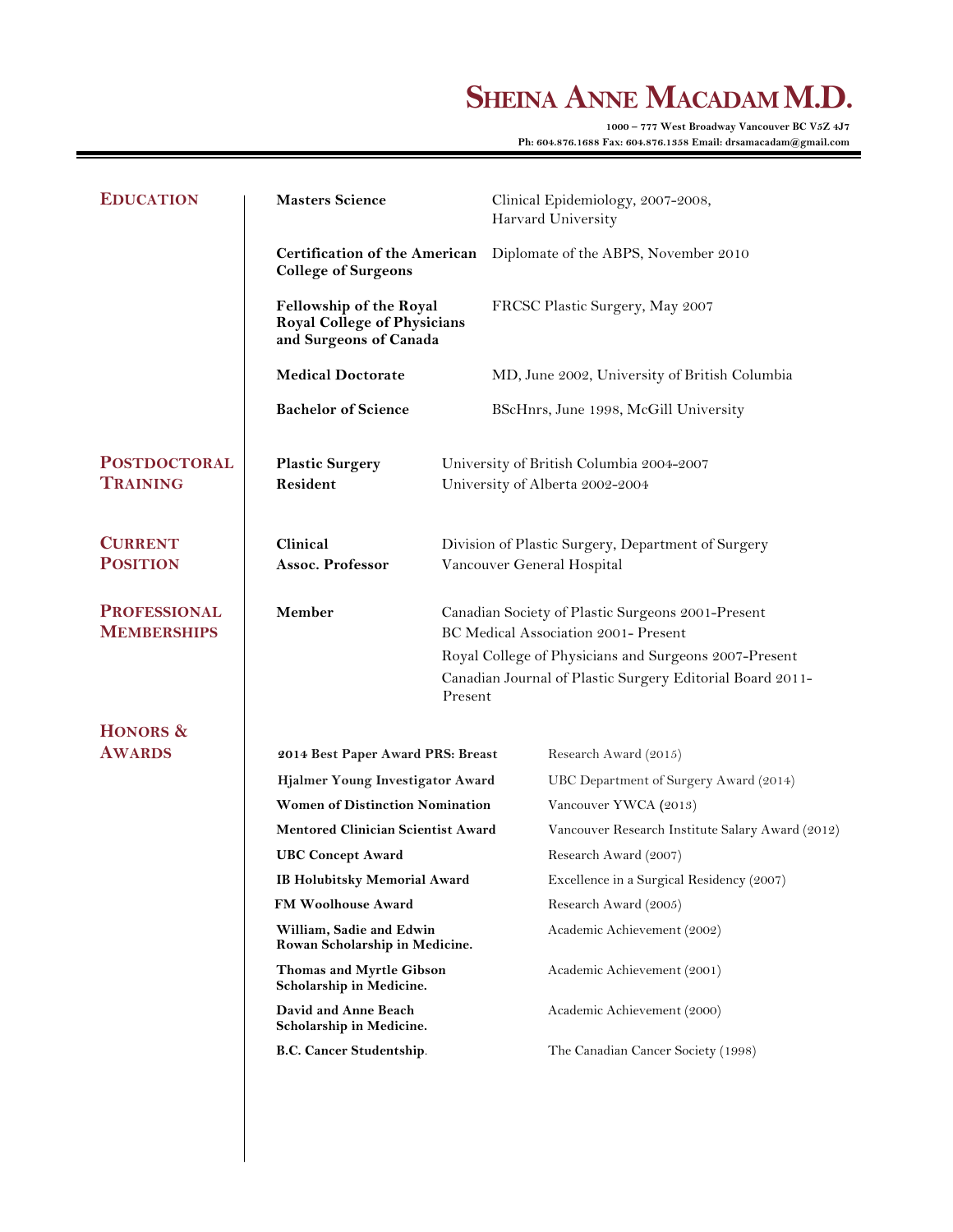# SHEINA ANNE MACADAM M.D.

**1000 – 777 West Broadway Vancouver BC V5Z 4J7**
**Ph: 604.876.1688 Fax: 604.876.1358 Email: drsamacadam@gmail.com**

---

## EDUCATION

| | |
|---|---|
| **Masters Science** | Clinical Epidemiology, 2007-2008, Harvard University |
| **Certification of the American College of Surgeons** | Diplomate of the ABPS, November 2010 |
| **Fellowship of the Royal Royal College of Physicians and Surgeons of Canada** | FRCSC Plastic Surgery, May 2007 |
| **Medical Doctorate** | MD, June 2002, University of British Columbia |
| **Bachelor of Science** | BScHnrs, June 1998, McGill University |

## POSTDOCTORAL TRAINING

**Plastic Surgery Resident**

University of British Columbia 2004-2007
University of Alberta 2002-2004

## CURRENT POSITION

**Clinical Assoc. Professor**

Division of Plastic Surgery, Department of Surgery
Vancouver General Hospital

## PROFESSIONAL MEMBERSHIPS

**Member**

Canadian Society of Plastic Surgeons 2001-Present
BC Medical Association 2001- Present
Royal College of Physicians and Surgeons 2007-Present
Canadian Journal of Plastic Surgery Editorial Board 2011-Present

## HONORS & AWARDS

| | |
|---|---|
| **2014 Best Paper Award PRS: Breast** | Research Award (2015) |
| **Hjalmer Young Investigator Award** | UBC Department of Surgery Award (2014) |
| **Women of Distinction Nomination** | Vancouver YWCA (2013) |
| **Mentored Clinician Scientist Award** | Vancouver Research Institute Salary Award (2012) |
| **UBC Concept Award** | Research Award (2007) |
| **IB Holubitsky Memorial Award** | Excellence in a Surgical Residency (2007) |
| **FM Woolhouse Award** | Research Award (2005) |
| **William, Sadie and Edwin Rowan Scholarship in Medicine.** | Academic Achievement (2002) |
| **Thomas and Myrtle Gibson Scholarship in Medicine.** | Academic Achievement (2001) |
| **David and Anne Beach Scholarship in Medicine.** | Academic Achievement (2000) |
| **B.C. Cancer Studentship**. | The Canadian Cancer Society (1998) |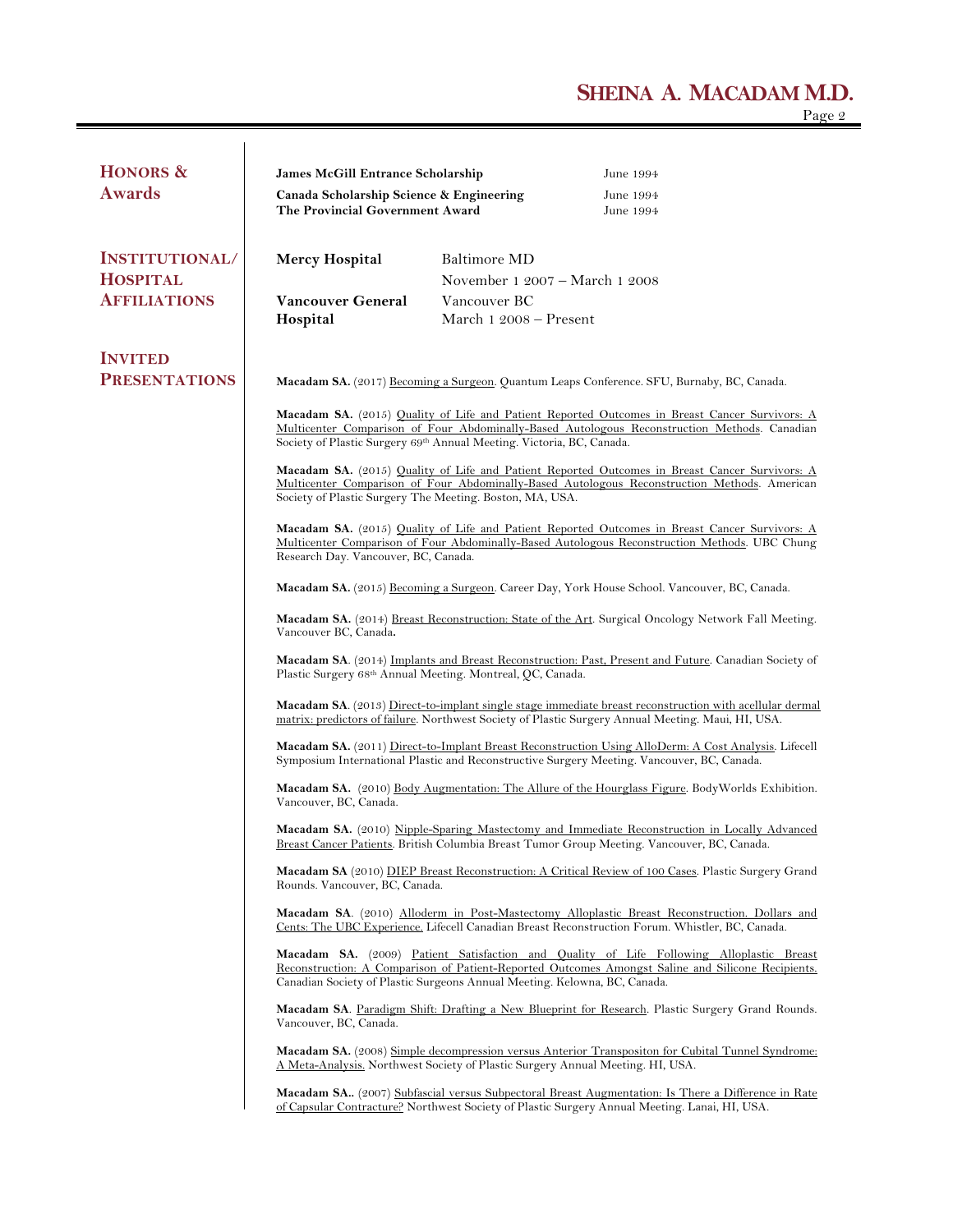## Honors & Awards

| | |
|---|---|
| **James McGill Entrance Scholarship** | June 1994 |
| **Canada Scholarship Science & Engineering** | June 1994 |
| **The Provincial Government Award** | June 1994 |

## Institutional/ Hospital Affiliations

| | |
|---|---|
| **Mercy Hospital** | Baltimore MD<br>November 1 2007 – March 1 2008 |
| **Vancouver General Hospital** | Vancouver BC<br>March 1 2008 – Present |

## Invited Presentations

**Macadam SA.** (2017) Becoming a Surgeon. Quantum Leaps Conference. SFU, Burnaby, BC, Canada.

**Macadam SA.** (2015) Quality of Life and Patient Reported Outcomes in Breast Cancer Survivors: A Multicenter Comparison of Four Abdominally-Based Autologous Reconstruction Methods. Canadian Society of Plastic Surgery 69th Annual Meeting. Victoria, BC, Canada.

**Macadam SA.** (2015) Quality of Life and Patient Reported Outcomes in Breast Cancer Survivors: A Multicenter Comparison of Four Abdominally-Based Autologous Reconstruction Methods. American Society of Plastic Surgery The Meeting. Boston, MA, USA.

**Macadam SA.** (2015) Quality of Life and Patient Reported Outcomes in Breast Cancer Survivors: A Multicenter Comparison of Four Abdominally-Based Autologous Reconstruction Methods. UBC Chung Research Day. Vancouver, BC, Canada.

**Macadam SA.** (2015) Becoming a Surgeon. Career Day, York House School. Vancouver, BC, Canada.

**Macadam SA.** (2014) Breast Reconstruction: State of the Art. Surgical Oncology Network Fall Meeting. Vancouver BC, Canada.

**Macadam SA**. (2014) Implants and Breast Reconstruction: Past, Present and Future. Canadian Society of Plastic Surgery 68th Annual Meeting. Montreal, QC, Canada.

**Macadam SA**. (2013) Direct-to-implant single stage immediate breast reconstruction with acellular dermal matrix: predictors of failure. Northwest Society of Plastic Surgery Annual Meeting. Maui, HI, USA.

**Macadam SA.** (2011) Direct-to-Implant Breast Reconstruction Using AlloDerm: A Cost Analysis. Lifecell Symposium International Plastic and Reconstructive Surgery Meeting. Vancouver, BC, Canada.

**Macadam SA.** (2010) Body Augmentation: The Allure of the Hourglass Figure. BodyWorlds Exhibition. Vancouver, BC, Canada.

**Macadam SA.** (2010) Nipple-Sparing Mastectomy and Immediate Reconstruction in Locally Advanced Breast Cancer Patients. British Columbia Breast Tumor Group Meeting. Vancouver, BC, Canada.

**Macadam SA** (2010) DIEP Breast Reconstruction: A Critical Review of 100 Cases. Plastic Surgery Grand Rounds. Vancouver, BC, Canada.

**Macadam SA**. (2010) Alloderm in Post-Mastectomy Alloplastic Breast Reconstruction. Dollars and Cents: The UBC Experience. Lifecell Canadian Breast Reconstruction Forum. Whistler, BC, Canada.

**Macadam SA.** (2009) Patient Satisfaction and Quality of Life Following Alloplastic Breast Reconstruction: A Comparison of Patient-Reported Outcomes Amongst Saline and Silicone Recipients. Canadian Society of Plastic Surgeons Annual Meeting. Kelowna, BC, Canada.

**Macadam SA**. Paradigm Shift: Drafting a New Blueprint for Research. Plastic Surgery Grand Rounds. Vancouver, BC, Canada.

**Macadam SA.** (2008) Simple decompression versus Anterior Transpositon for Cubital Tunnel Syndrome: A Meta-Analysis. Northwest Society of Plastic Surgery Annual Meeting. HI, USA.

**Macadam SA..** (2007) Subfascial versus Subpectoral Breast Augmentation: Is There a Difference in Rate of Capsular Contracture? Northwest Society of Plastic Surgery Annual Meeting. Lanai, HI, USA.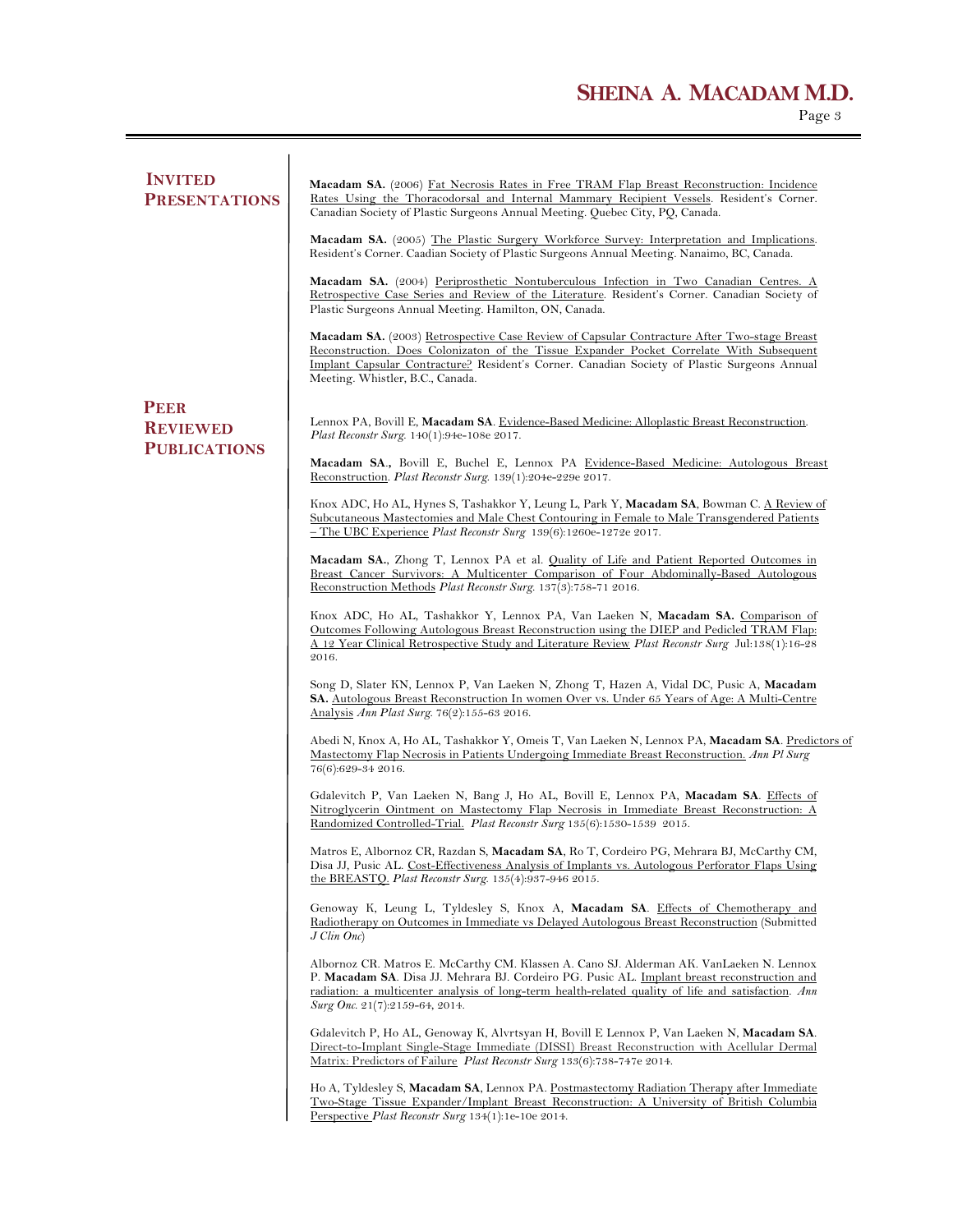## Invited Presentations

**Macadam SA.** (2006) Fat Necrosis Rates in Free TRAM Flap Breast Reconstruction: Incidence Rates Using the Thoracodorsal and Internal Mammary Recipient Vessels. Resident's Corner. Canadian Society of Plastic Surgeons Annual Meeting. Quebec City, PQ, Canada.

**Macadam SA.** (2005) The Plastic Surgery Workforce Survey: Interpretation and Implications. Resident's Corner. Caadian Society of Plastic Surgeons Annual Meeting. Nanaimo, BC, Canada.

**Macadam SA.** (2004) Periprosthetic Nontuberculous Infection in Two Canadian Centres. A Retrospective Case Series and Review of the Literature. Resident's Corner. Canadian Society of Plastic Surgeons Annual Meeting. Hamilton, ON, Canada.

**Macadam SA.** (2003) Retrospective Case Review of Capsular Contracture After Two-stage Breast Reconstruction. Does Colonizaton of the Tissue Expander Pocket Correlate With Subsequent Implant Capsular Contracture? Resident's Corner. Canadian Society of Plastic Surgeons Annual Meeting. Whistler, B.C., Canada.

## Peer Reviewed Publications

Lennox PA, Bovill E, **Macadam SA**. Evidence-Based Medicine: Alloplastic Breast Reconstruction. *Plast Reconstr Surg.* 140(1):94e-108e 2017.

**Macadam SA.**, Bovill E, Buchel E, Lennox PA Evidence-Based Medicine: Autologous Breast Reconstruction. *Plast Reconstr Surg.* 139(1):204e-229e 2017.

Knox ADC, Ho AL, Hynes S, Tashakkor Y, Leung L, Park Y, **Macadam SA**, Bowman C. A Review of Subcutaneous Mastectomies and Male Chest Contouring in Female to Male Transgendered Patients – The UBC Experience *Plast Reconstr Surg* 139(6):1260e-1272e 2017.

**Macadam SA.**, Zhong T, Lennox PA et al. Quality of Life and Patient Reported Outcomes in Breast Cancer Survivors: A Multicenter Comparison of Four Abdominally-Based Autologous Reconstruction Methods *Plast Reconstr Surg.* 137(3):758-71 2016.

Knox ADC, Ho AL, Tashakkor Y, Lennox PA, Van Laeken N, **Macadam SA.** Comparison of Outcomes Following Autologous Breast Reconstruction using the DIEP and Pedicled TRAM Flap: A 12 Year Clinical Retrospective Study and Literature Review *Plast Reconstr Surg* Jul:138(1):16-28 2016.

Song D, Slater KN, Lennox P, Van Laeken N, Zhong T, Hazen A, Vidal DC, Pusic A, **Macadam SA.** Autologous Breast Reconstruction In women Over vs. Under 65 Years of Age: A Multi-Centre Analysis *Ann Plast Surg.* 76(2):155-63 2016.

Abedi N, Knox A, Ho AL, Tashakkor Y, Omeis T, Van Laeken N, Lennox PA, **Macadam SA**. Predictors of Mastectomy Flap Necrosis in Patients Undergoing Immediate Breast Reconstruction. *Ann Pl Surg* 76(6):629-34 2016.

Gdalevitch P, Van Laeken N, Bang J, Ho AL, Bovill E, Lennox PA, **Macadam SA**. Effects of Nitroglycerin Ointment on Mastectomy Flap Necrosis in Immediate Breast Reconstruction: A Randomized Controlled-Trial. *Plast Reconstr Surg* 135(6):1530-1539 2015.

Matros E, Albornoz CR, Razdan S, **Macadam SA**, Ro T, Cordeiro PG, Mehrara BJ, McCarthy CM, Disa JJ, Pusic AL. Cost-Effectiveness Analysis of Implants vs. Autologous Perforator Flaps Using the BREASTQ. *Plast Reconstr Surg.* 135(4):937-946 2015.

Genoway K, Leung L, Tyldesley S, Knox A, **Macadam SA**. Effects of Chemotherapy and Radiotherapy on Outcomes in Immediate vs Delayed Autologous Breast Reconstruction (Submitted *J Clin Onc*)

Albornoz CR. Matros E. McCarthy CM. Klassen A. Cano SJ. Alderman AK. VanLaeken N. Lennox P. **Macadam SA**. Disa JJ. Mehrara BJ. Cordeiro PG. Pusic AL. Implant breast reconstruction and radiation: a multicenter analysis of long-term health-related quality of life and satisfaction. *Ann Surg Onc.* 21(7):2159-64, 2014.

Gdalevitch P, Ho AL, Genoway K, Alvrtsyan H, Bovill E Lennox P, Van Laeken N, **Macadam SA**. Direct-to-Implant Single-Stage Immediate (DISSI) Breast Reconstruction with Acellular Dermal Matrix: Predictors of Failure *Plast Reconstr Surg* 133(6):738-747e 2014.

Ho A, Tyldesley S, **Macadam SA**, Lennox PA. Postmastectomy Radiation Therapy after Immediate Two-Stage Tissue Expander/Implant Breast Reconstruction: A University of British Columbia Perspective *Plast Reconstr Surg* 134(1):1e-10e 2014.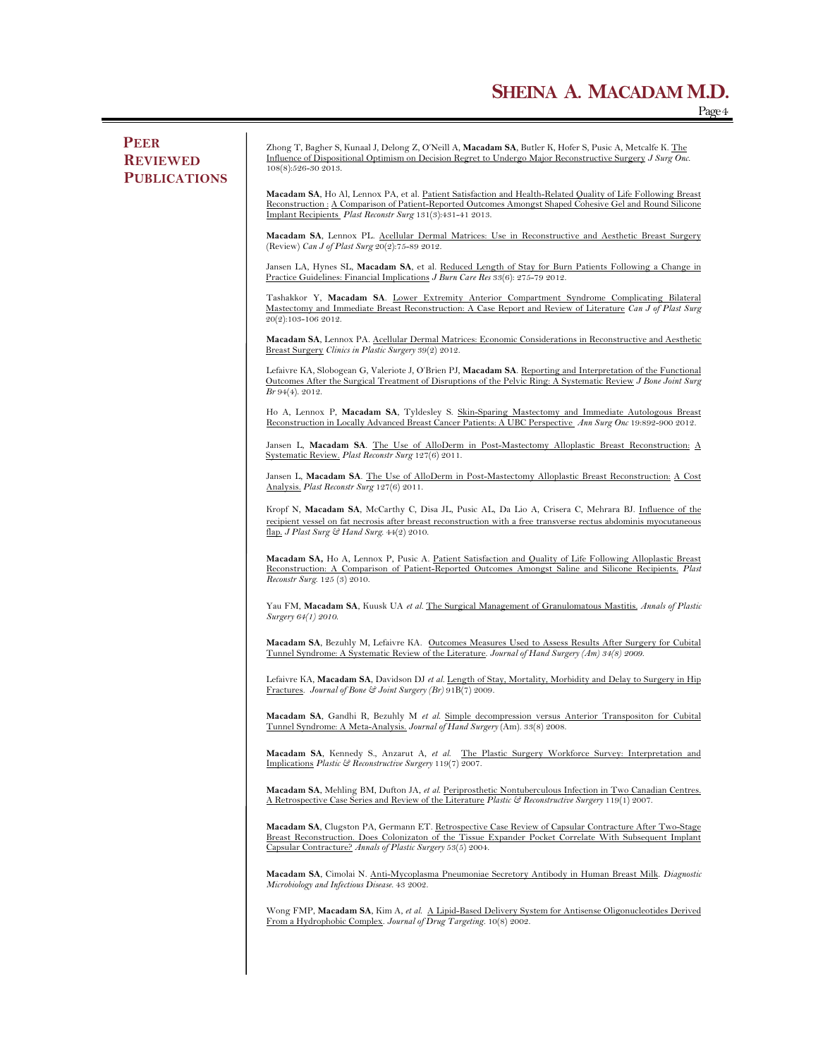## Peer Reviewed Publications

Zhong T, Bagher S, Kunaal J, Delong Z, O'Neill A, **Macadam SA**, Butler K, Hofer S, Pusic A, Metcalfe K. The Influence of Dispositional Optimism on Decision Regret to Undergo Major Reconstructive Surgery *J Surg Onc.* 108(8):526-30 2013.

**Macadam SA**, Ho Al, Lennox PA, et al. Patient Satisfaction and Health-Related Quality of Life Following Breast Reconstruction : A Comparison of Patient-Reported Outcomes Amongst Shaped Cohesive Gel and Round Silicone Implant Recipients *Plast Reconstr Surg* 131(3):431-41 2013.

**Macadam SA**, Lennox PL. Acellular Dermal Matrices: Use in Reconstructive and Aesthetic Breast Surgery (Review) *Can J of Plast Surg* 20(2):75-89 2012.

Jansen LA, Hynes SL, **Macadam SA**, et al. Reduced Length of Stay for Burn Patients Following a Change in Practice Guidelines: Financial Implications *J Burn Care Res* 33(6): 275-79 2012.

Tashakkor Y, **Macadam SA**. Lower Extremity Anterior Compartment Syndrome Complicating Bilateral Mastectomy and Immediate Breast Reconstruction: A Case Report and Review of Literature *Can J of Plast Surg* 20(2):103-106 2012.

**Macadam SA**, Lennox PA. Acellular Dermal Matrices: Economic Considerations in Reconstructive and Aesthetic Breast Surgery *Clinics in Plastic Surgery* 39(2) 2012.

Lefaivre KA, Slobogean G, Valeriote J, O'Brien PJ, **Macadam SA**. Reporting and Interpretation of the Functional Outcomes After the Surgical Treatment of Disruptions of the Pelvic Ring: A Systematic Review *J Bone Joint Surg Br* 94(4). 2012.

Ho A, Lennox P, **Macadam SA**, Tyldesley S. Skin-Sparing Mastectomy and Immediate Autologous Breast Reconstruction in Locally Advanced Breast Cancer Patients: A UBC Perspective *Ann Surg Onc* 19:892-900 2012.

Jansen L, **Macadam SA**. The Use of AlloDerm in Post-Mastectomy Alloplastic Breast Reconstruction: A Systematic Review. *Plast Reconstr Surg* 127(6) 2011.

Jansen L, **Macadam SA**. The Use of AlloDerm in Post-Mastectomy Alloplastic Breast Reconstruction: A Cost Analysis. *Plast Reconstr Surg* 127(6) 2011.

Kropf N, **Macadam SA**, McCarthy C, Disa JL, Pusic AL, Da Lio A, Crisera C, Mehrara BJ. Influence of the recipient vessel on fat necrosis after breast reconstruction with a free transverse rectus abdominis myocutaneous flap. *J Plast Surg & Hand Surg.* 44(2) 2010.

**Macadam SA,** Ho A, Lennox P, Pusic A. Patient Satisfaction and Quality of Life Following Alloplastic Breast Reconstruction: A Comparison of Patient-Reported Outcomes Amongst Saline and Silicone Recipients. *Plast Reconstr Surg.* 125 (3) 2010.

Yau FM, **Macadam SA**, Kuusk UA *et al.* The Surgical Management of Granulomatous Mastitis. *Annals of Plastic Surgery 64(1) 2010.*

**Macadam SA**, Bezuhly M, Lefaivre KA. Outcomes Measures Used to Assess Results After Surgery for Cubital Tunnel Syndrome: A Systematic Review of the Literature. *Journal of Hand Surgery (Am) 34(8) 2009.*

Lefaivre KA, **Macadam SA**, Davidson DJ *et al.* Length of Stay, Mortality, Morbidity and Delay to Surgery in Hip Fractures. *Journal of Bone & Joint Surgery (Br)* 91B(7) 2009.

**Macadam SA**, Gandhi R, Bezuhly M *et al.* Simple decompression versus Anterior Transpositon for Cubital Tunnel Syndrome: A Meta-Analysis. *Journal of Hand Surgery* (Am). 33(8) 2008.

**Macadam SA**, Kennedy S., Anzarut A, *et al.* The Plastic Surgery Workforce Survey: Interpretation and Implications *Plastic & Reconstructive Surgery* 119(7) 2007.

**Macadam SA**, Mehling BM, Dufton JA, *et al.* Periprosthetic Nontuberculous Infection in Two Canadian Centres. A Retrospective Case Series and Review of the Literature *Plastic & Reconstructive Surgery* 119(1) 2007.

**Macadam SA**, Clugston PA, Germann ET. Retrospective Case Review of Capsular Contracture After Two-Stage Breast Reconstruction. Does Colonizaton of the Tissue Expander Pocket Correlate With Subsequent Implant Capsular Contracture? *Annals of Plastic Surgery* 53(5) 2004.

**Macadam SA**, Cimolai N. Anti-Mycoplasma Pneumoniae Secretory Antibody in Human Breast Milk. *Diagnostic Microbiology and Infectious Disease.* 43 2002.

Wong FMP, **Macadam SA**, Kim A, *et al.* A Lipid-Based Delivery System for Antisense Oligonucleotides Derived From a Hydrophobic Complex. *Journal of Drug Targeting.* 10(8) 2002.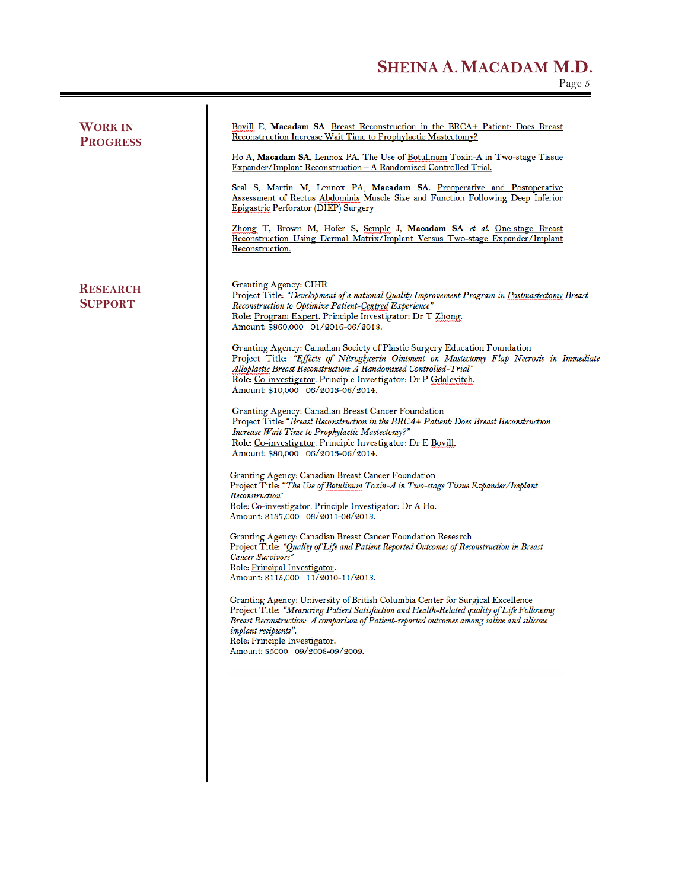## Work in Progress

Bovill E, **Macadam SA**. Breast Reconstruction in the BRCA+ Patient: Does Breast Reconstruction Increase Wait Time to Prophylactic Mastectomy?

Ho A, **Macadam SA**, Lennox PA. The Use of Botulinum Toxin-A in Two-stage Tissue Expander/Implant Reconstruction – A Randomized Controlled Trial.

Seal S, Martin M, Lennox PA, **Macadam SA.** Preoperative and Postoperative Assessment of Rectus Abdominis Muscle Size and Function Following Deep Inferior Epigastric Perforator (DIEP) Surgery

Zhong T, Brown M, Hofer S, Semple J, **Macadam SA** *et al.* One-stage Breast Reconstruction Using Dermal Matrix/Implant Versus Two-stage Expander/Implant Reconstruction.

## Research Support

Granting Agency: CIHR
Project Title: *"Development of a national Quality Improvement Program in Postmastectomy Breast Reconstruction to Optimize Patient-Centred Experience"*
Role: Program Expert. Principle Investigator: Dr T Zhong.
Amount: $860,000 01/2016-06/2018.

Granting Agency: Canadian Society of Plastic Surgery Education Foundation
Project Title: *"Effects of Nitroglycerin Ointment on Mastectomy Flap Necrosis in Immediate Alloplastic Breast Reconstruction: A Randomized Controlled-Trial"*
Role: Co-investigator. Principle Investigator: Dr P Gdalevitch.
Amount: $10,000 06/2013-06/2014.

Granting Agency: Canadian Breast Cancer Foundation
Project Title: *"Breast Reconstruction in the BRCA+ Patient: Does Breast Reconstruction Increase Wait Time to Prophylactic Mastectomy?"*
Role: Co-investigator. Principle Investigator: Dr E Bovill.
Amount: $80,000 06/2013-06/2014.

Granting Agency: Canadian Breast Cancer Foundation
Project Title: *"The Use of Botulinum Toxin-A in Two-stage Tissue Expander/Implant Reconstruction"*
Role: Co-investigator. Principle Investigator: Dr A Ho.
Amount: $137,000 06/2011-06/2013.

Granting Agency: Canadian Breast Cancer Foundation Research
Project Title: *"Quality of Life and Patient Reported Outcomes of Reconstruction in Breast Cancer Survivors"*
Role: Principal Investigator.
Amount: $115,000 11/2010-11/2013.

Granting Agency: University of British Columbia Center for Surgical Excellence
Project Title: *"Measuring Patient Satisfaction and Health-Related quality of Life Following Breast Reconstruction: A comparison of Patient-reported outcomes among saline and silicone implant recipients".*
Role: Principle Investigator.
Amount: $5000 09/2008-09/2009.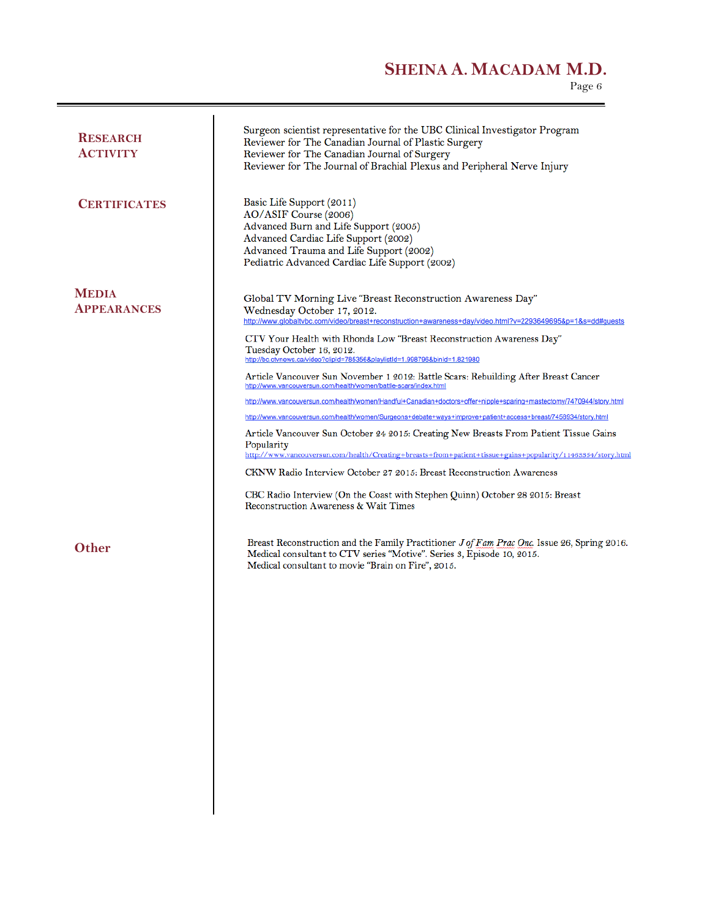## Research Activity

Surgeon scientist representative for the UBC Clinical Investigator Program
Reviewer for The Canadian Journal of Plastic Surgery
Reviewer for The Canadian Journal of Surgery
Reviewer for The Journal of Brachial Plexus and Peripheral Nerve Injury

## Certificates

Basic Life Support (2011)
AO/ASIF Course (2006)
Advanced Burn and Life Support (2005)
Advanced Cardiac Life Support (2002)
Advanced Trauma and Life Support (2002)
Pediatric Advanced Cardiac Life Support (2002)

## Media Appearances

Global TV Morning Live "Breast Reconstruction Awareness Day"
Wednesday October 17, 2012.
http://www.globaltvbc.com/video/breast+reconstruction+awareness+day/video.html?v=2293649695&p=1&s=dd#guests

CTV Your Health with Rhonda Low "Breast Reconstruction Awareness Day"
Tuesday October 16, 2012.
http://bc.ctvnews.ca/video?clipId=785356&playlistId=1.998796&binId=1.821980

Article Vancouver Sun November 1 2012: Battle Scars: Rebuilding After Breast Cancer
http://www.vancouversun.com/health/women/battle-scars/index.html

http://www.vancouversun.com/health/women/Handful+Canadian+doctors+offer+nipple+sparing+mastectomy/7470944/story.html

http://www.vancouversun.com/health/women/Surgeons+debate+ways+improve+patient+access+breast/7458934/story.html

Article Vancouver Sun October 24 2015: Creating New Breasts From Patient Tissue Gains Popularity
http://www.vancouversun.com/health/Creating+breasts+from+patient+tissue+gains+popularity/11463354/story.html

CKNW Radio Interview October 27 2015: Breast Reconstruction Awareness

CBC Radio Interview (On the Coast with Stephen Quinn) October 28 2015: Breast Reconstruction Awareness & Wait Times

## Other

Breast Reconstruction and the Family Practitioner *J of Fam Prac Onc.* Issue 26, Spring 2016.
Medical consultant to CTV series "Motive". Series 3, Episode 10, 2015.
Medical consultant to movie "Brain on Fire", 2015.